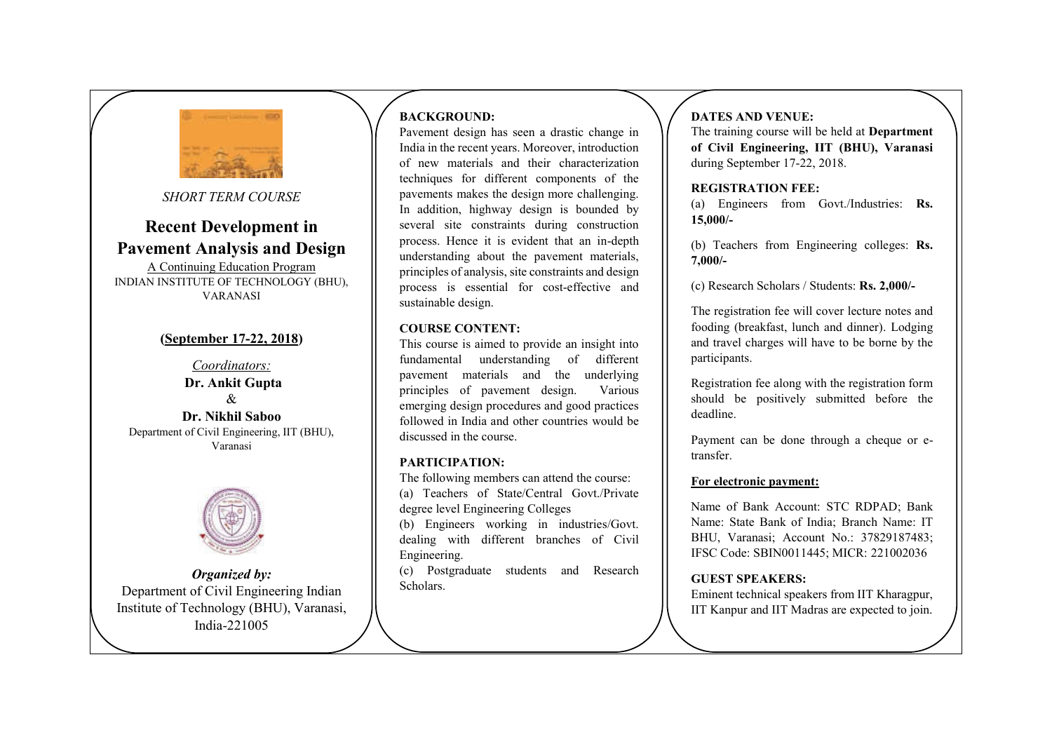*SHORT TERM COURSE*

# Recent Development in Pavement Analysis and Design

A Continuing Education Program

INDIAN INSTITUTE OF TECHNOLOGY (BHU), VARANASI

**(September 17-22, 2018)**

*Coordinators:*

**Dr. Ankit Gupta**

&

**Dr. Nikhil Saboo**

Department of Civil Engineering, IIT (BHU), Varanasi

***Organized by:***

Department of Civil Engineering Indian Institute of Technology (BHU), Varanasi, India-221005

## BACKGROUND:

Pavement design has seen a drastic change in India in the recent years. Moreover, introduction of new materials and their characterization techniques for different components of the pavements makes the design more challenging. In addition, highway design is bounded by several site constraints during construction process. Hence it is evident that an in-depth understanding about the pavement materials, principles of analysis, site constraints and design process is essential for cost-effective and sustainable design.

## COURSE CONTENT:

This course is aimed to provide an insight into fundamental understanding of different pavement materials and the underlying principles of pavement design. Various emerging design procedures and good practices followed in India and other countries would be discussed in the course.

## PARTICIPATION:

The following members can attend the course:

(a) Teachers of State/Central Govt./Private degree level Engineering Colleges

(b) Engineers working in industries/Govt. dealing with different branches of Civil Engineering.

(c) Postgraduate students and Research Scholars.

## DATES AND VENUE:

The training course will be held at **Department of Civil Engineering, IIT (BHU), Varanasi** during September 17-22, 2018.

## REGISTRATION FEE:

(a) Engineers from Govt./Industries: **Rs. 15,000/-**

(b) Teachers from Engineering colleges: **Rs. 7,000/-**

(c) Research Scholars / Students: **Rs. 2,000/-**

The registration fee will cover lecture notes and fooding (breakfast, lunch and dinner). Lodging and travel charges will have to be borne by the participants.

Registration fee along with the registration form should be positively submitted before the deadline.

Payment can be done through a cheque or e-transfer.

**For electronic payment:**

Name of Bank Account: STC RDPAD; Bank Name: State Bank of India; Branch Name: IT BHU, Varanasi; Account No.: 37829187483; IFSC Code: SBIN0011445; MICR: 221002036

## GUEST SPEAKERS:

Eminent technical speakers from IIT Kharagpur, IIT Kanpur and IIT Madras are expected to join.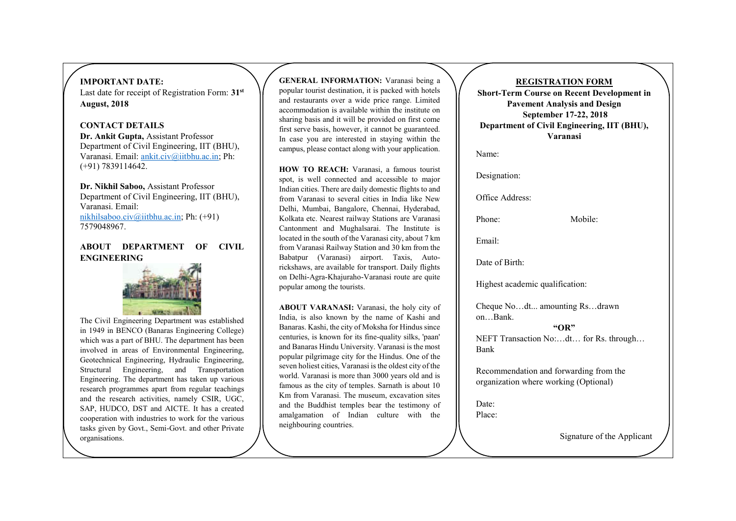**IMPORTANT DATE:**
Last date for receipt of Registration Form: **31st August, 2018**

**CONTACT DETAILS**

**Dr. Ankit Gupta,** Assistant Professor
Department of Civil Engineering, IIT (BHU), Varanasi. Email: ankit.civ@iitbhu.ac.in; Ph: (+91) 7839114642.

**Dr. Nikhil Saboo,** Assistant Professor
Department of Civil Engineering, IIT (BHU), Varanasi. Email: nikhilsaboo.civ@iitbhu.ac.in; Ph: (+91) 7579048967.

**ABOUT DEPARTMENT OF CIVIL ENGINEERING**

The Civil Engineering Department was established in 1949 in BENCO (Banaras Engineering College) which was a part of BHU. The department has been involved in areas of Environmental Engineering, Geotechnical Engineering, Hydraulic Engineering, Structural Engineering, and Transportation Engineering. The department has taken up various research programmes apart from regular teachings and the research activities, namely CSIR, UGC, SAP, HUDCO, DST and AICTE. It has a created cooperation with industries to work for the various tasks given by Govt., Semi-Govt. and other Private organisations.

**GENERAL INFORMATION:** Varanasi being a popular tourist destination, it is packed with hotels and restaurants over a wide price range. Limited accommodation is available within the institute on sharing basis and it will be provided on first come first serve basis, however, it cannot be guaranteed. In case you are interested in staying within the campus, please contact along with your application.

**HOW TO REACH:** Varanasi, a famous tourist spot, is well connected and accessible to major Indian cities. There are daily domestic flights to and from Varanasi to several cities in India like New Delhi, Mumbai, Bangalore, Chennai, Hyderabad, Kolkata etc. Nearest railway Stations are Varanasi Cantonment and Mughalsarai. The Institute is located in the south of the Varanasi city, about 7 km from Varanasi Railway Station and 30 km from the Babatpur (Varanasi) airport. Taxis, Auto-rickshaws, are available for transport. Daily flights on Delhi-Agra-Khajuraho-Varanasi route are quite popular among the tourists.

**ABOUT VARANASI:** Varanasi, the holy city of India, is also known by the name of Kashi and Banaras. Kashi, the city of Moksha for Hindus since centuries, is known for its fine-quality silks, 'paan' and Banaras Hindu University. Varanasi is the most popular pilgrimage city for the Hindus. One of the seven holiest cities, Varanasi is the oldest city of the world. Varanasi is more than 3000 years old and is famous as the city of temples. Sarnath is about 10 Km from Varanasi. The museum, excavation sites and the Buddhist temples bear the testimony of amalgamation of Indian culture with the neighbouring countries.

**REGISTRATION FORM**

**Short-Term Course on Recent Development in Pavement Analysis and Design**
**September 17-22, 2018**
**Department of Civil Engineering, IIT (BHU), Varanasi**

Name:

Designation:

Office Address:

Phone: Mobile:

Email:

Date of Birth:

Highest academic qualification:

Cheque No…dt... amounting Rs…drawn on…Bank.

**"OR"**

NEFT Transaction No:…dt… for Rs. through… Bank

Recommendation and forwarding from the organization where working (Optional)

Date:
Place:

Signature of the Applicant